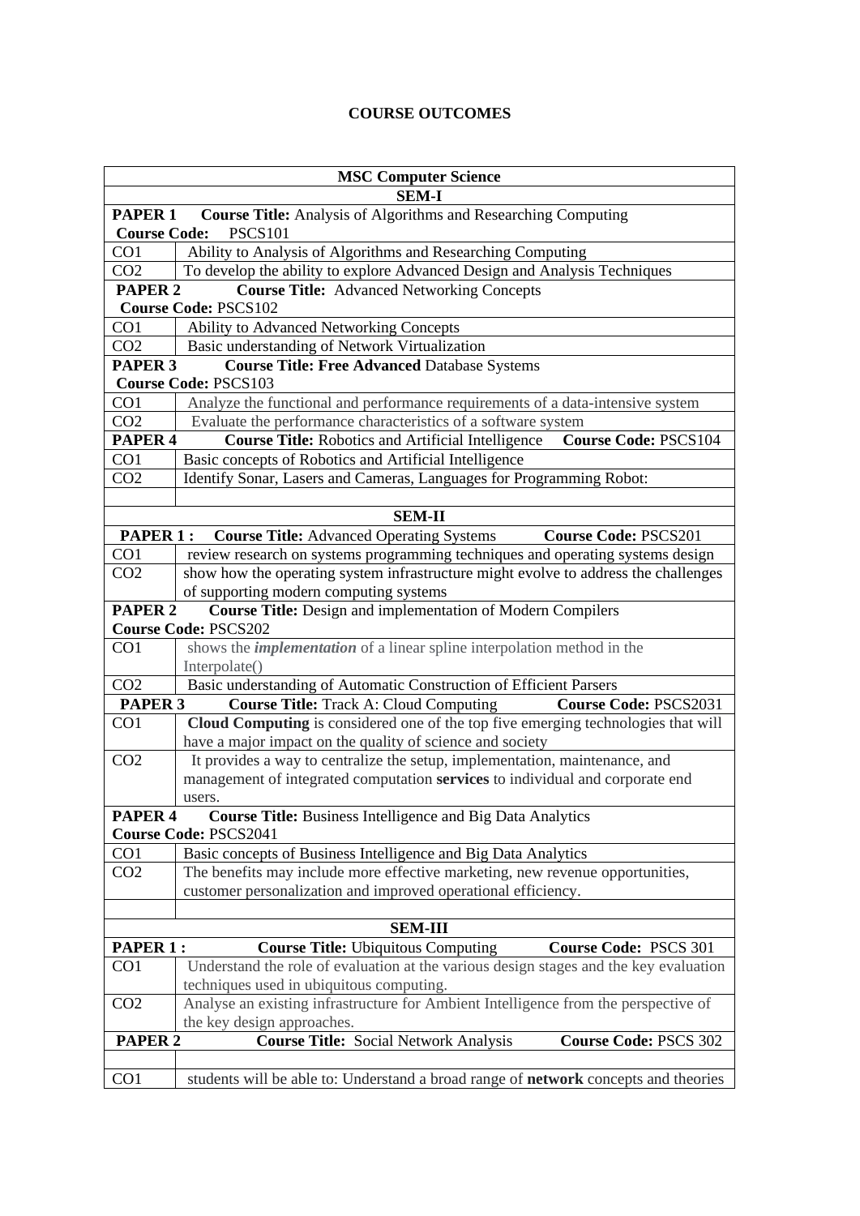# COURSE OUTCOMES

| MSC Computer Science | |
|---|---|
| **SEM-I** | |
| **PAPER 1** **Course Title:** Analysis of Algorithms and Researching Computing **Course Code:** PSCS101 | |
| CO1 | Ability to Analysis of Algorithms and Researching Computing |
| CO2 | To develop the ability to explore Advanced Design and Analysis Techniques |
| **PAPER 2** **Course Title:** Advanced Networking Concepts **Course Code:** PSCS102 | |
| CO1 | Ability to Advanced Networking Concepts |
| CO2 | Basic understanding of Network Virtualization |
| **PAPER 3** **Course Title: Free Advanced** Database Systems **Course Code:** PSCS103 | |
| CO1 | Analyze the functional and performance requirements of a data-intensive system |
| CO2 | Evaluate the performance characteristics of a software system |
| **PAPER 4** **Course Title:** Robotics and Artificial Intelligence **Course Code:** PSCS104 | |
| CO1 | Basic concepts of Robotics and Artificial Intelligence |
| CO2 | Identify Sonar, Lasers and Cameras, Languages for Programming Robot: |
| | |
| **SEM-II** | |
| **PAPER 1 :** **Course Title:** Advanced Operating Systems **Course Code:** PSCS201 | |
| CO1 | review research on systems programming techniques and operating systems design |
| CO2 | show how the operating system infrastructure might evolve to address the challenges of supporting modern computing systems |
| **PAPER 2** **Course Title:** Design and implementation of Modern Compilers **Course Code:** PSCS202 | |
| CO1 | shows the ***implementation*** of a linear spline interpolation method in the Interpolate() |
| CO2 | Basic understanding of Automatic Construction of Efficient Parsers |
| **PAPER 3** **Course Title:** Track A: Cloud Computing **Course Code:** PSCS2031 | |
| CO1 | **Cloud Computing** is considered one of the top five emerging technologies that will have a major impact on the quality of science and society |
| CO2 | It provides a way to centralize the setup, implementation, maintenance, and management of integrated computation **services** to individual and corporate end users. |
| **PAPER 4** **Course Title:** Business Intelligence and Big Data Analytics **Course Code:** PSCS2041 | |
| CO1 | Basic concepts of Business Intelligence and Big Data Analytics |
| CO2 | The benefits may include more effective marketing, new revenue opportunities, customer personalization and improved operational efficiency. |
| | |
| **SEM-III** | |
| **PAPER 1 :** **Course Title:** Ubiquitous Computing **Course Code:** PSCS 301 | |
| CO1 | Understand the role of evaluation at the various design stages and the key evaluation techniques used in ubiquitous computing. |
| CO2 | Analyse an existing infrastructure for Ambient Intelligence from the perspective of the key design approaches. |
| **PAPER 2** **Course Title:** Social Network Analysis **Course Code:** PSCS 302 | |
| | |
| CO1 | students will be able to: Understand a broad range of **network** concepts and theories |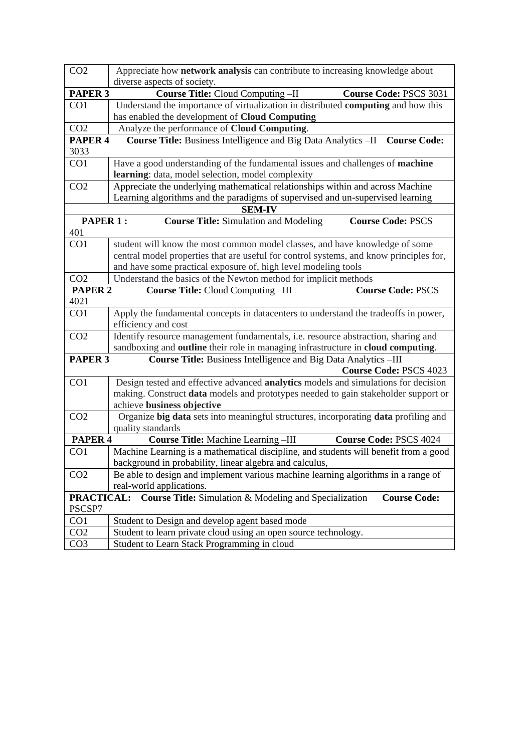| | |
|---|---|
| CO2 | Appreciate how **network analysis** can contribute to increasing knowledge about diverse aspects of society. |
| **PAPER 3** | **Course Title:** Cloud Computing –II **Course Code:** PSCS 3031 |
| CO1 | Understand the importance of virtualization in distributed **computing** and how this has enabled the development of **Cloud Computing** |
| CO2 | Analyze the performance of **Cloud Computing**. |
| **PAPER 4** 3033 | **Course Title:** Business Intelligence and Big Data Analytics –II **Course Code:** |
| CO1 | Have a good understanding of the fundamental issues and challenges of **machine learning**: data, model selection, model complexity |
| CO2 | Appreciate the underlying mathematical relationships within and across Machine Learning algorithms and the paradigms of supervised and un-supervised learning |
| **SEM-IV** | |
| **PAPER 1 :** 401 | **Course Title:** Simulation and Modeling **Course Code:** PSCS |
| CO1 | student will know the most common model classes, and have knowledge of some central model properties that are useful for control systems, and know principles for, and have some practical exposure of, high level modeling tools |
| CO2 | Understand the basics of the Newton method for implicit methods |
| **PAPER 2** 4021 | **Course Title:** Cloud Computing –III **Course Code:** PSCS |
| CO1 | Apply the fundamental concepts in datacenters to understand the tradeoffs in power, efficiency and cost |
| CO2 | Identify resource management fundamentals, i.e. resource abstraction, sharing and sandboxing and **outline** their role in managing infrastructure in **cloud computing**. |
| **PAPER 3** | **Course Title:** Business Intelligence and Big Data Analytics –III **Course Code:** PSCS 4023 |
| CO1 | Design tested and effective advanced **analytics** models and simulations for decision making. Construct **data** models and prototypes needed to gain stakeholder support or achieve **business objective** |
| CO2 | Organize **big data** sets into meaningful structures, incorporating **data** profiling and quality standards |
| **PAPER 4** | **Course Title:** Machine Learning –III **Course Code:** PSCS 4024 |
| CO1 | Machine Learning is a mathematical discipline, and students will benefit from a good background in probability, linear algebra and calculus, |
| CO2 | Be able to design and implement various machine learning algorithms in a range of real-world applications. |
| **PRACTICAL:** PSCSP7 | **Course Title:** Simulation & Modeling and Specialization **Course Code:** |
| CO1 | Student to Design and develop agent based mode |
| CO2 | Student to learn private cloud using an open source technology. |
| CO3 | Student to Learn Stack Programming in cloud |